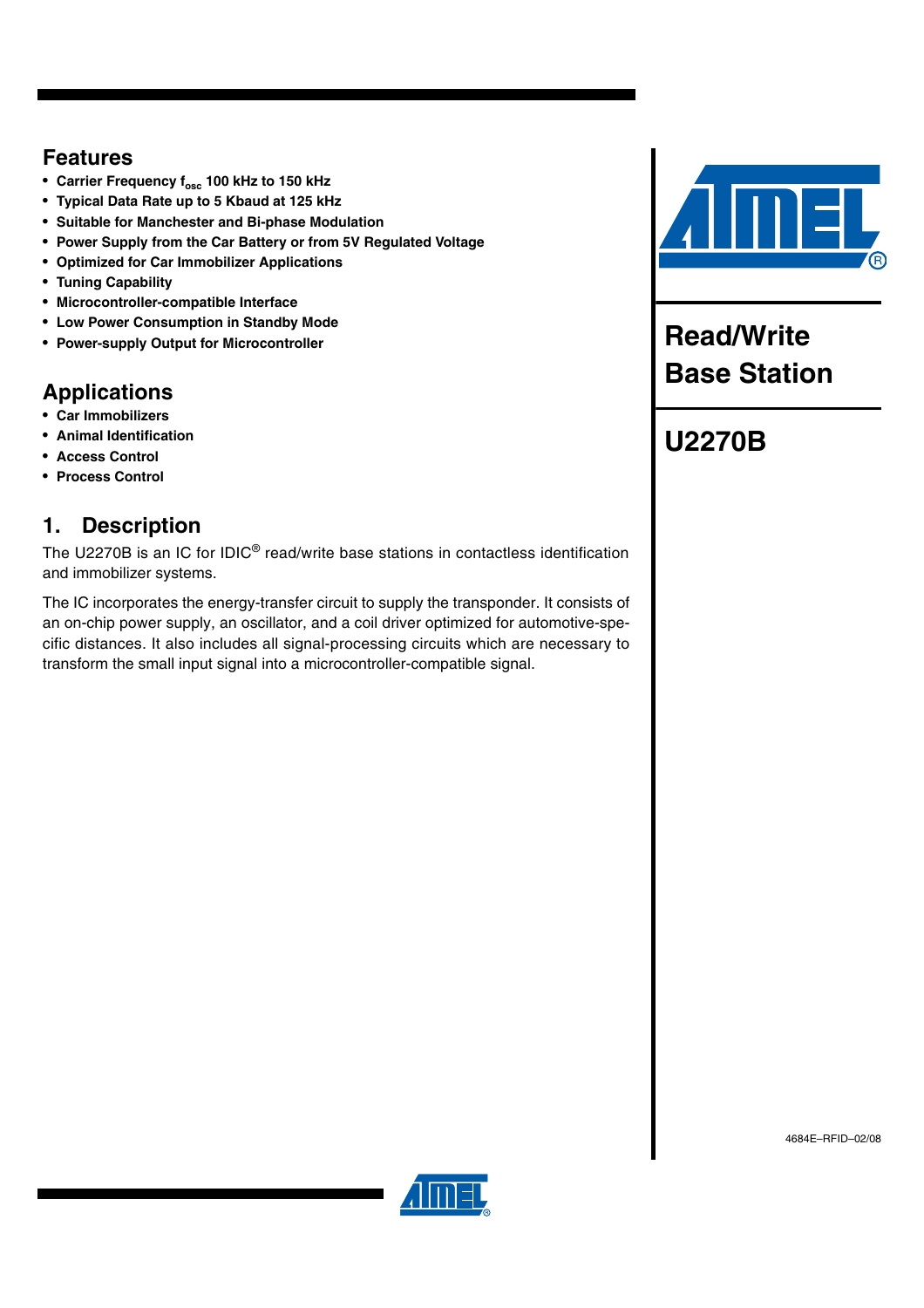# Read/Write Base Station

# U2270B

## Features

- **Carrier Frequency $f_{osc}$ 100 kHz to 150 kHz**
- **Typical Data Rate up to 5 Kbaud at 125 kHz**
- **Suitable for Manchester and Bi-phase Modulation**
- **Power Supply from the Car Battery or from 5V Regulated Voltage**
- **Optimized for Car Immobilizer Applications**
- **Tuning Capability**
- **Microcontroller-compatible Interface**
- **Low Power Consumption in Standby Mode**
- **Power-supply Output for Microcontroller**

## Applications

- **Car Immobilizers**
- **Animal Identification**
- **Access Control**
- **Process Control**

## 1. Description

The U2270B is an IC for IDIC® read/write base stations in contactless identification and immobilizer systems.

The IC incorporates the energy-transfer circuit to supply the transponder. It consists of an on-chip power supply, an oscillator, and a coil driver optimized for automotive-specific distances. It also includes all signal-processing circuits which are necessary to transform the small input signal into a microcontroller-compatible signal.

4684E–RFID–02/08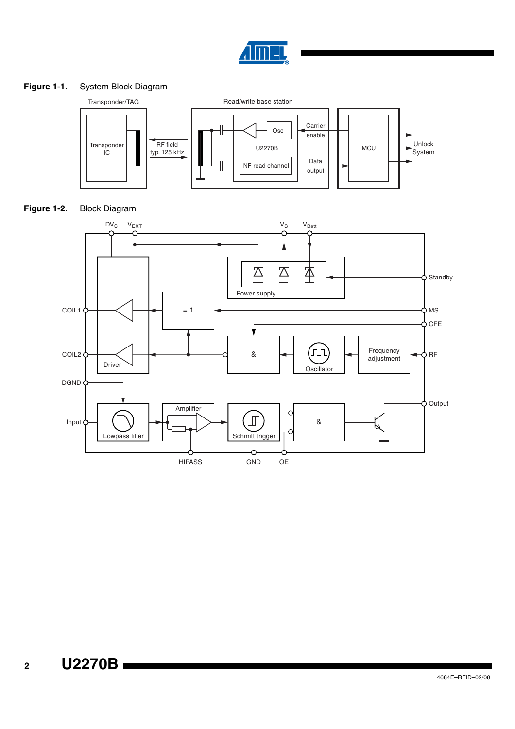**Figure 1-1.** System Block Diagram

**Figure 1-2.** Block Diagram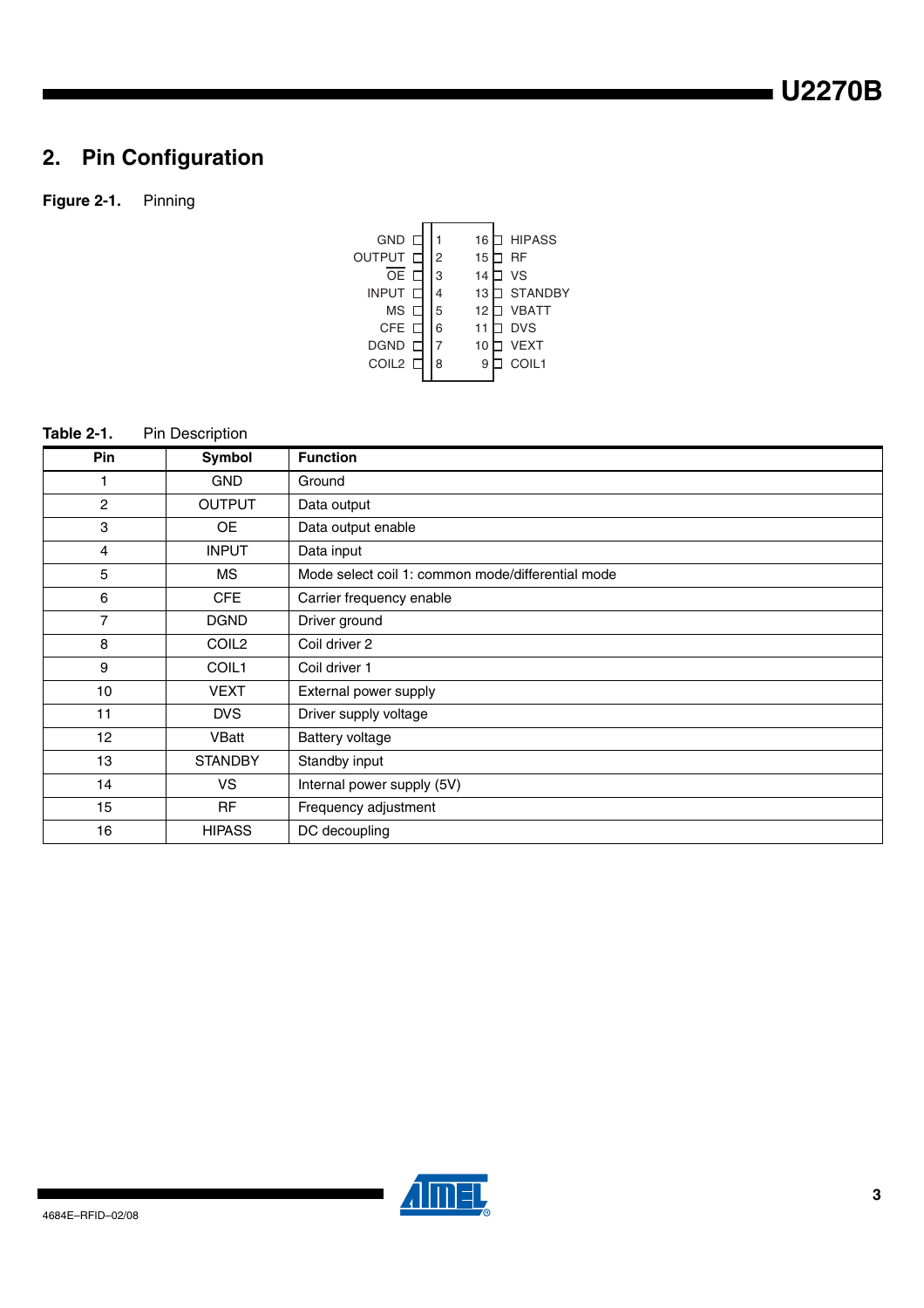## 2. Pin Configuration

**Figure 2-1.** Pinning

| Left Symbol | Pin | Pin | Right Symbol |
|---|---|---|---|
| GND | 1 | 16 | HIPASS |
| OUTPUT | 2 | 15 | RF |
| $\overline{OE}$ | 3 | 14 | VS |
| INPUT | 4 | 13 | STANDBY |
| MS | 5 | 12 | VBATT |
| CFE | 6 | 11 | DVS |
| DGND | 7 | 10 | VEXT |
| COIL2 | 8 | 9 | COIL1 |

**Table 2-1.** Pin Description

| Pin | Symbol | Function |
|---|---|---|
| 1 | GND | Ground |
| 2 | OUTPUT | Data output |
| 3 | OE | Data output enable |
| 4 | INPUT | Data input |
| 5 | MS | Mode select coil 1: common mode/differential mode |
| 6 | CFE | Carrier frequency enable |
| 7 | DGND | Driver ground |
| 8 | COIL2 | Coil driver 2 |
| 9 | COIL1 | Coil driver 1 |
| 10 | VEXT | External power supply |
| 11 | DVS | Driver supply voltage |
| 12 | VBatt | Battery voltage |
| 13 | STANDBY | Standby input |
| 14 | VS | Internal power supply (5V) |
| 15 | RF | Frequency adjustment |
| 16 | HIPASS | DC decoupling |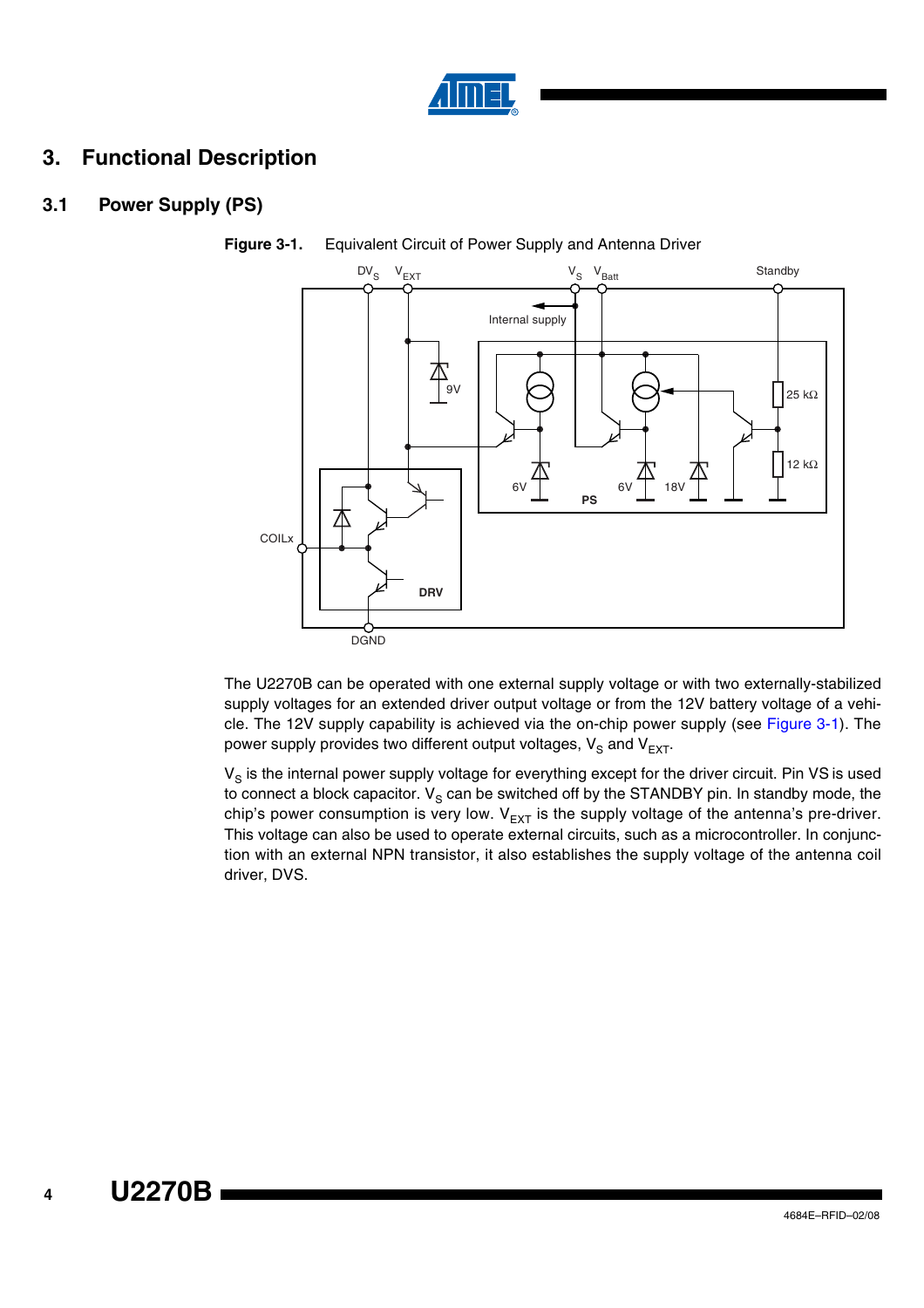# 3. Functional Description

## 3.1 Power Supply (PS)

**Figure 3-1.** Equivalent Circuit of Power Supply and Antenna Driver

The U2270B can be operated with one external supply voltage or with two externally-stabilized supply voltages for an extended driver output voltage or from the 12V battery voltage of a vehicle. The 12V supply capability is achieved via the on-chip power supply (see Figure 3-1). The power supply provides two different output voltages, $V_S$ and $V_{EXT}$.

$V_S$ is the internal power supply voltage for everything except for the driver circuit. Pin VS is used to connect a block capacitor. $V_S$ can be switched off by the STANDBY pin. In standby mode, the chip's power consumption is very low. $V_{EXT}$ is the supply voltage of the antenna's pre-driver. This voltage can also be used to operate external circuits, such as a microcontroller. In conjunction with an external NPN transistor, it also establishes the supply voltage of the antenna coil driver, DVS.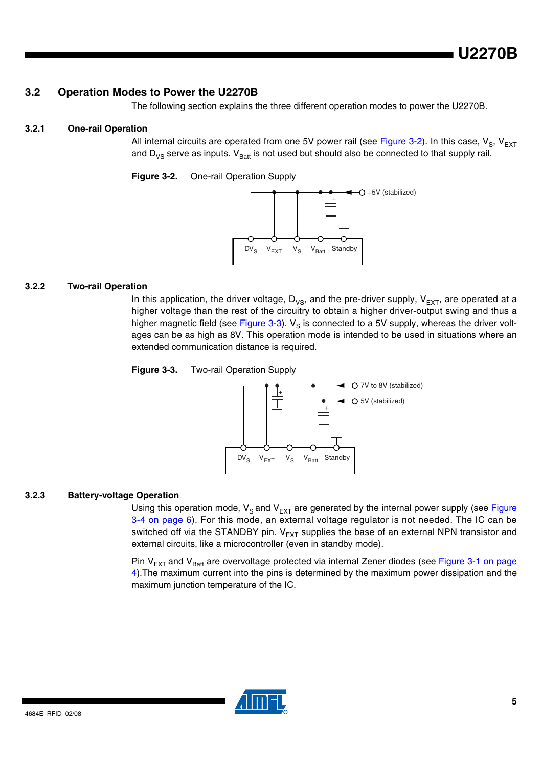## 3.2 Operation Modes to Power the U2270B

The following section explains the three different operation modes to power the U2270B.

### 3.2.1 One-rail Operation

All internal circuits are operated from one 5V power rail (see Figure 3-2). In this case, $V_S$, $V_{EXT}$ and $D_{VS}$ serve as inputs. $V_{Batt}$ is not used but should also be connected to that supply rail.

**Figure 3-2.** One-rail Operation Supply

### 3.2.2 Two-rail Operation

In this application, the driver voltage, $D_{VS}$, and the pre-driver supply, $V_{EXT}$, are operated at a higher voltage than the rest of the circuitry to obtain a higher driver-output swing and thus a higher magnetic field (see Figure 3-3). $V_S$ is connected to a 5V supply, whereas the driver voltages can be as high as 8V. This operation mode is intended to be used in situations where an extended communication distance is required.

**Figure 3-3.** Two-rail Operation Supply

### 3.2.3 Battery-voltage Operation

Using this operation mode, $V_S$ and $V_{EXT}$ are generated by the internal power supply (see Figure 3-4 on page 6). For this mode, an external voltage regulator is not needed. The IC can be switched off via the STANDBY pin. $V_{EXT}$ supplies the base of an external NPN transistor and external circuits, like a microcontroller (even in standby mode).

Pin $V_{EXT}$ and $V_{Batt}$ are overvoltage protected via internal Zener diodes (see Figure 3-1 on page 4).The maximum current into the pins is determined by the maximum power dissipation and the maximum junction temperature of the IC.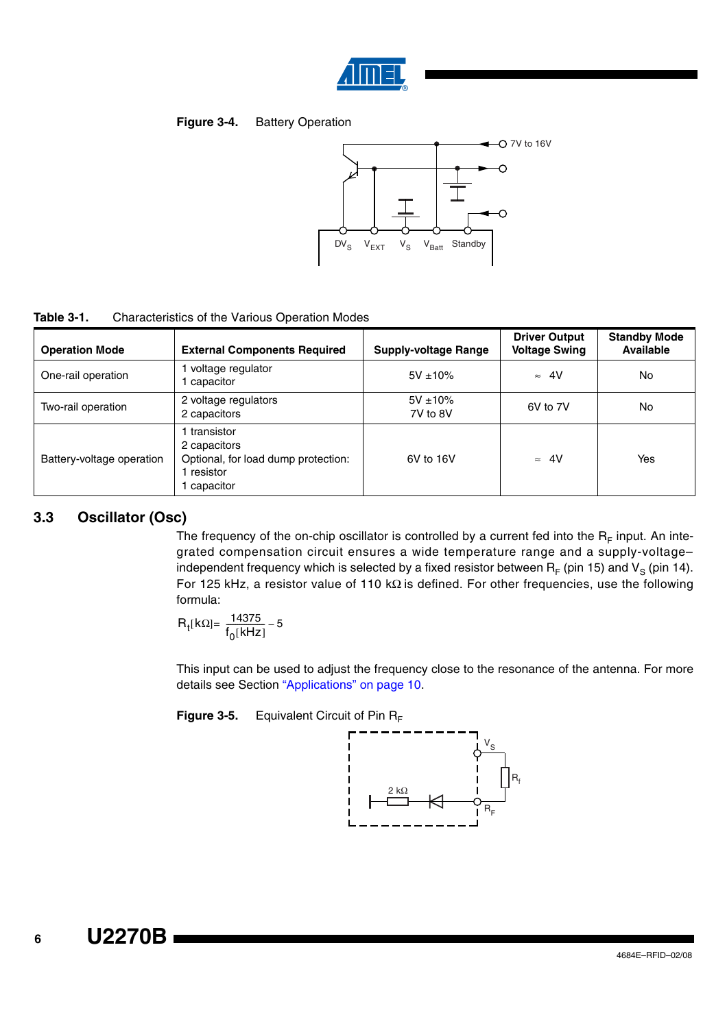**Figure 3-4.** Battery Operation

**Table 3-1.** Characteristics of the Various Operation Modes

| Operation Mode | External Components Required | Supply-voltage Range | Driver Output Voltage Swing | Standby Mode Available |
|---|---|---|---|---|
| One-rail operation | 1 voltage regulator<br>1 capacitor | 5V ±10% | ≈ 4V | No |
| Two-rail operation | 2 voltage regulators<br>2 capacitors | 5V ±10%<br>7V to 8V | 6V to 7V | No |
| Battery-voltage operation | 1 transistor<br>2 capacitors<br>Optional, for load dump protection:<br>1 resistor<br>1 capacitor | 6V to 16V | ≈ 4V | Yes |

## 3.3 Oscillator (Osc)

The frequency of the on-chip oscillator is controlled by a current fed into the $R_F$ input. An integrated compensation circuit ensures a wide temperature range and a supply-voltage–independent frequency which is selected by a fixed resistor between $R_F$ (pin 15) and $V_S$ (pin 14). For 125 kHz, a resistor value of 110 kΩ is defined. For other frequencies, use the following formula:

$$R_t[k\Omega] = \frac{14375}{f_0[kHz]} - 5$$

This input can be used to adjust the frequency close to the resonance of the antenna. For more details see Section "Applications" on page 10.

**Figure 3-5.** Equivalent Circuit of Pin $R_F$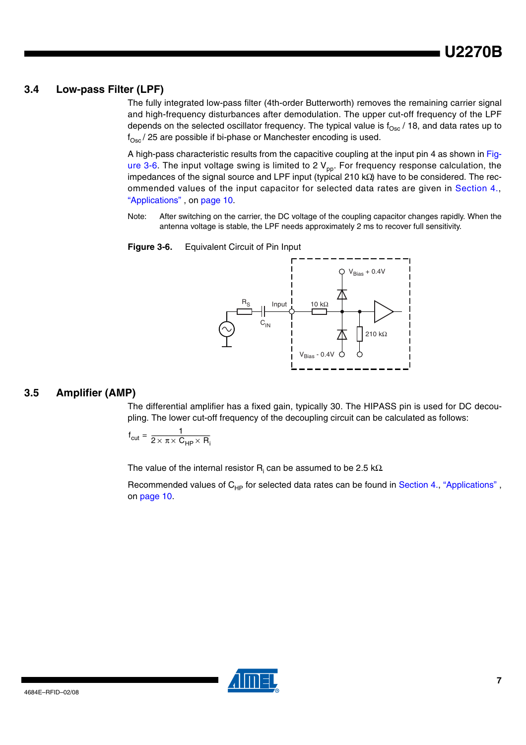## 3.4 Low-pass Filter (LPF)

The fully integrated low-pass filter (4th-order Butterworth) removes the remaining carrier signal and high-frequency disturbances after demodulation. The upper cut-off frequency of the LPF depends on the selected oscillator frequency. The typical value is $f_{Osc}$ / 18, and data rates up to $f_{Osc}$ / 25 are possible if bi-phase or Manchester encoding is used.

A high-pass characteristic results from the capacitive coupling at the input pin 4 as shown in Figure 3-6. The input voltage swing is limited to 2 $V_{pp}$. For frequency response calculation, the impedances of the signal source and LPF input (typical 210 kΩ) have to be considered. The recommended values of the input capacitor for selected data rates are given in Section 4., "Applications" , on page 10.

Note: After switching on the carrier, the DC voltage of the coupling capacitor changes rapidly. When the antenna voltage is stable, the LPF needs approximately 2 ms to recover full sensitivity.

**Figure 3-6.** Equivalent Circuit of Pin Input

## 3.5 Amplifier (AMP)

The differential amplifier has a fixed gain, typically 30. The HIPASS pin is used for DC decoupling. The lower cut-off frequency of the decoupling circuit can be calculated as follows:

$$f_{cut} = \frac{1}{2 \times \pi \times C_{HP} \times R_i}$$

The value of the internal resistor $R_i$ can be assumed to be 2.5 kΩ.

Recommended values of $C_{HP}$ for selected data rates can be found in Section 4., "Applications" , on page 10.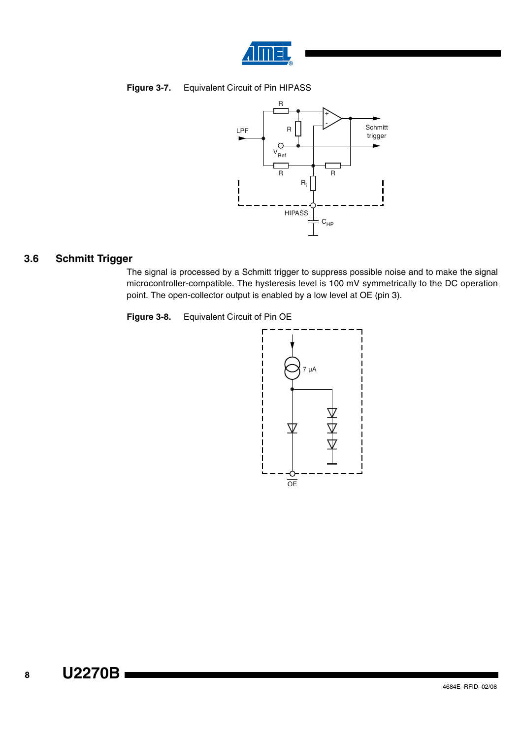**Figure 3-7.** Equivalent Circuit of Pin HIPASS

## 3.6 Schmitt Trigger

The signal is processed by a Schmitt trigger to suppress possible noise and to make the signal microcontroller-compatible. The hysteresis level is 100 mV symmetrically to the DC operation point. The open-collector output is enabled by a low level at OE (pin 3).

**Figure 3-8.** Equivalent Circuit of Pin OE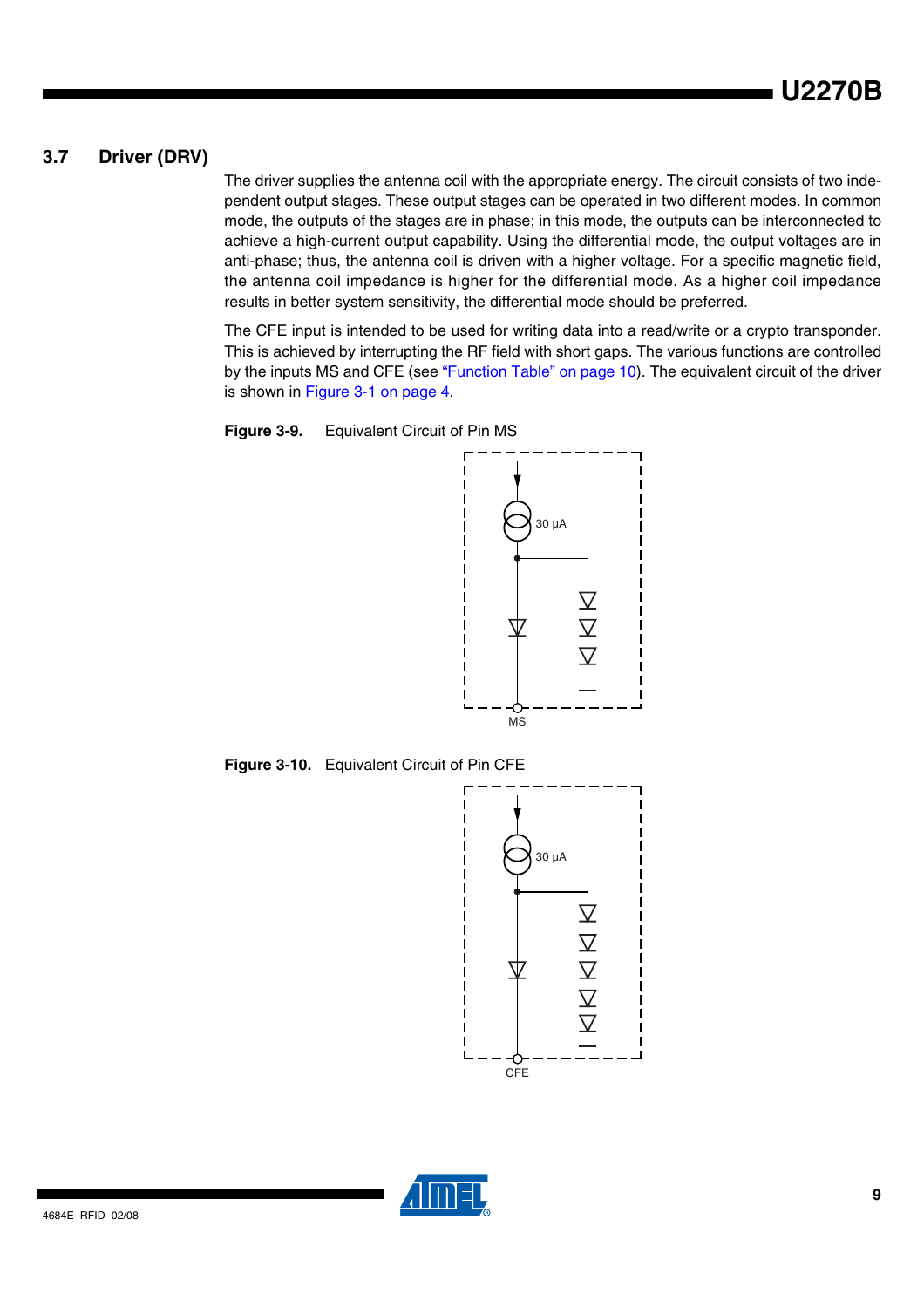## 3.7 Driver (DRV)

The driver supplies the antenna coil with the appropriate energy. The circuit consists of two independent output stages. These output stages can be operated in two different modes. In common mode, the outputs of the stages are in phase; in this mode, the outputs can be interconnected to achieve a high-current output capability. Using the differential mode, the output voltages are in anti-phase; thus, the antenna coil is driven with a higher voltage. For a specific magnetic field, the antenna coil impedance is higher for the differential mode. As a higher coil impedance results in better system sensitivity, the differential mode should be preferred.

The CFE input is intended to be used for writing data into a read/write or a crypto transponder. This is achieved by interrupting the RF field with short gaps. The various functions are controlled by the inputs MS and CFE (see "Function Table" on page 10). The equivalent circuit of the driver is shown in Figure 3-1 on page 4.

**Figure 3-9.** Equivalent Circuit of Pin MS

**Figure 3-10.** Equivalent Circuit of Pin CFE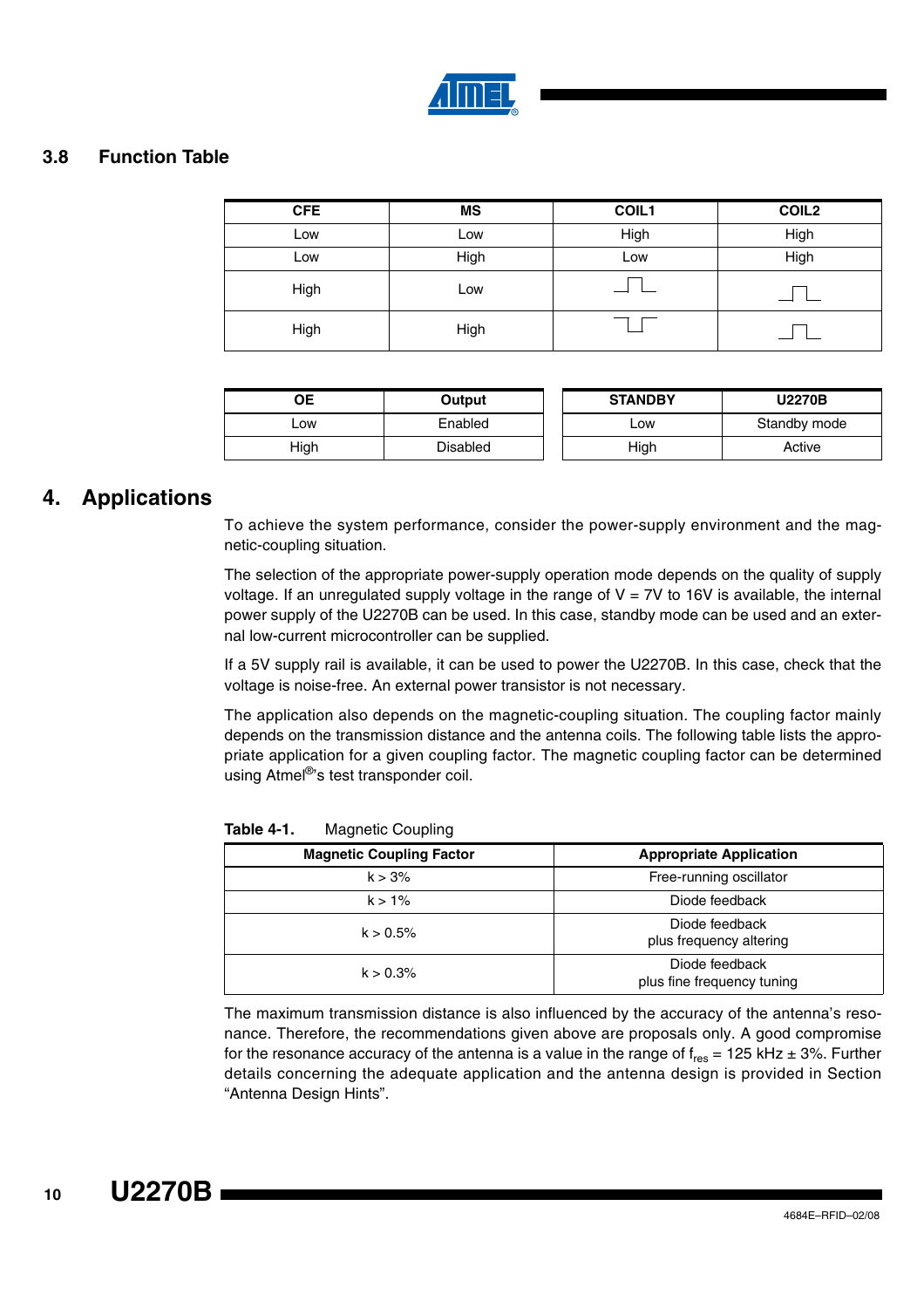## 3.8 Function Table

| CFE | MS | COIL1 | COIL2 |
|---|---|---|---|
| Low | Low | High | High |
| Low | High | Low | High |
| High | Low | _⌐¬_ | _⌐¬_ |
| High | High | ¬_⌐ | _⌐¬_ |

| OE | Output |
|---|---|
| Low | Enabled |
| High | Disabled |

| STANDBY | U2270B |
|---|---|
| Low | Standby mode |
| High | Active |

# 4. Applications

To achieve the system performance, consider the power-supply environment and the magnetic-coupling situation.

The selection of the appropriate power-supply operation mode depends on the quality of supply voltage. If an unregulated supply voltage in the range of V = 7V to 16V is available, the internal power supply of the U2270B can be used. In this case, standby mode can be used and an external low-current microcontroller can be supplied.

If a 5V supply rail is available, it can be used to power the U2270B. In this case, check that the voltage is noise-free. An external power transistor is not necessary.

The application also depends on the magnetic-coupling situation. The coupling factor mainly depends on the transmission distance and the antenna coils. The following table lists the appropriate application for a given coupling factor. The magnetic coupling factor can be determined using Atmel®'s test transponder coil.

**Table 4-1.** Magnetic Coupling

| Magnetic Coupling Factor | Appropriate Application |
|---|---|
| k > 3% | Free-running oscillator |
| k > 1% | Diode feedback |
| k > 0.5% | Diode feedback plus frequency altering |
| k > 0.3% | Diode feedback plus fine frequency tuning |

The maximum transmission distance is also influenced by the accuracy of the antenna's resonance. Therefore, the recommendations given above are proposals only. A good compromise for the resonance accuracy of the antenna is a value in the range of $f_{res}$ = 125 kHz ± 3%. Further details concerning the adequate application and the antenna design is provided in Section "Antenna Design Hints".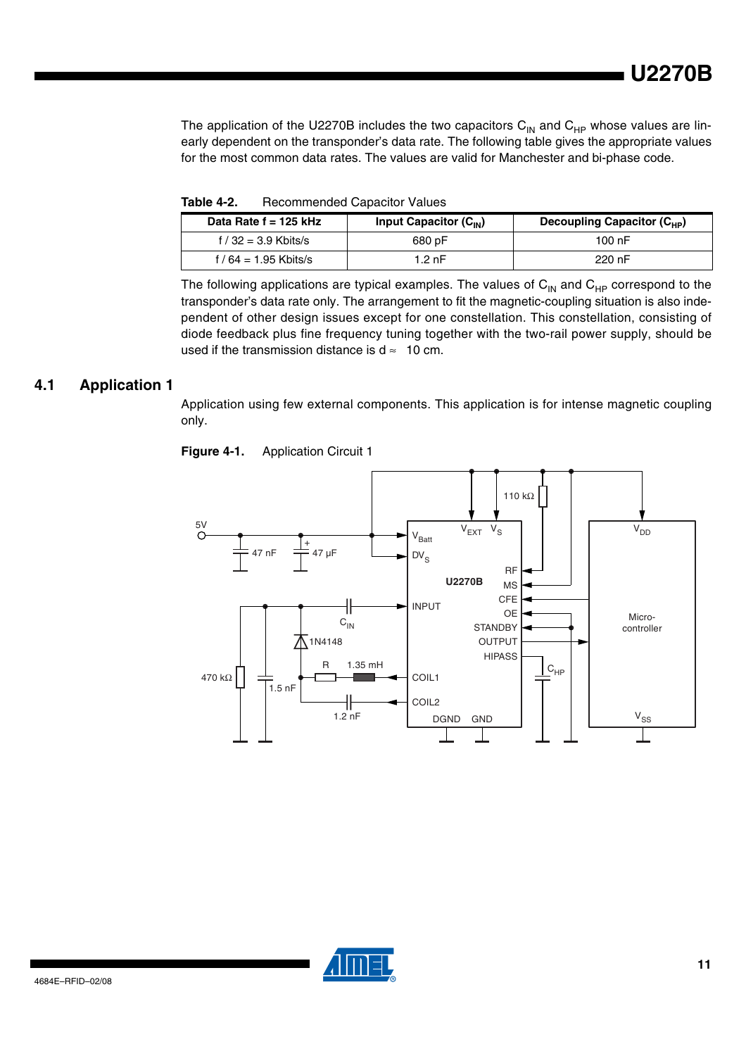The application of the U2270B includes the two capacitors $C_{IN}$ and $C_{HP}$ whose values are linearly dependent on the transponder's data rate. The following table gives the appropriate values for the most common data rates. The values are valid for Manchester and bi-phase code.

**Table 4-2.** Recommended Capacitor Values

| Data Rate f = 125 kHz | Input Capacitor ($C_{IN}$) | Decoupling Capacitor ($C_{HP}$) |
|---|---|---|
| f / 32 = 3.9 Kbits/s | 680 pF | 100 nF |
| f / 64 = 1.95 Kbits/s | 1.2 nF | 220 nF |

The following applications are typical examples. The values of $C_{IN}$ and $C_{HP}$ correspond to the transponder's data rate only. The arrangement to fit the magnetic-coupling situation is also independent of other design issues except for one constellation. This constellation, consisting of diode feedback plus fine frequency tuning together with the two-rail power supply, should be used if the transmission distance is d ≈ 10 cm.

## 4.1 Application 1

Application using few external components. This application is for intense magnetic coupling only.

**Figure 4-1.** Application Circuit 1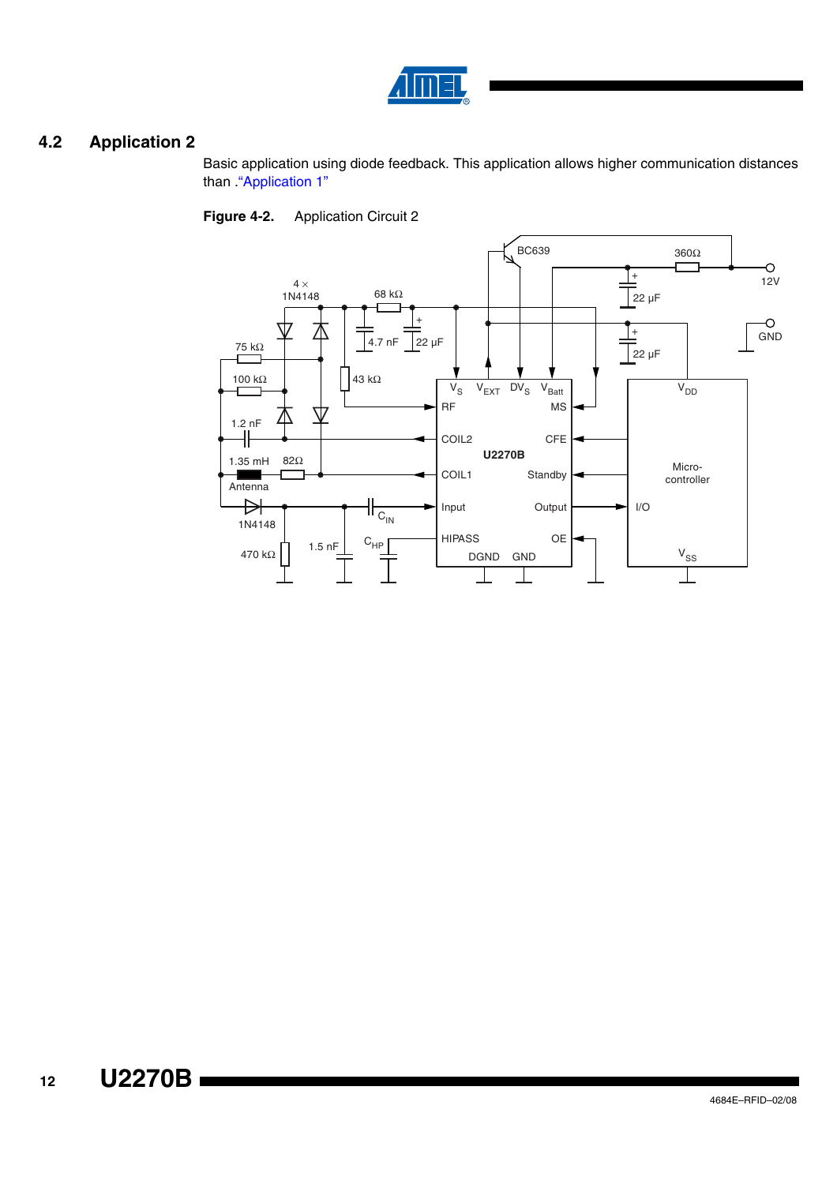## 4.2 Application 2

Basic application using diode feedback. This application allows higher communication distances than ."Application 1"

**Figure 4-2.** Application Circuit 2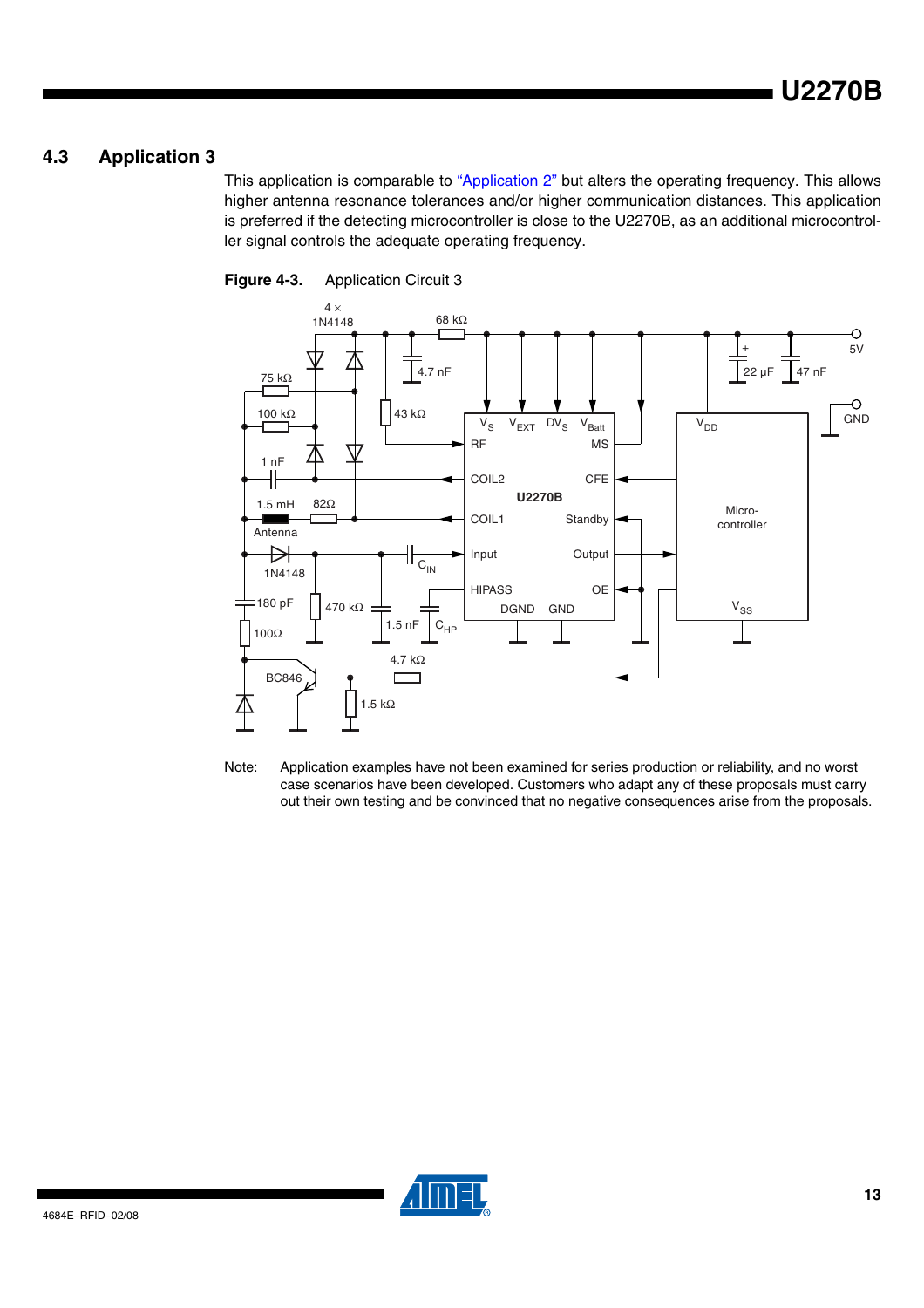## 4.3 Application 3

This application is comparable to "Application 2" but alters the operating frequency. This allows higher antenna resonance tolerances and/or higher communication distances. This application is preferred if the detecting microcontroller is close to the U2270B, as an additional microcontroller signal controls the adequate operating frequency.

**Figure 4-3.** Application Circuit 3

Note: Application examples have not been examined for series production or reliability, and no worst case scenarios have been developed. Customers who adapt any of these proposals must carry out their own testing and be convinced that no negative consequences arise from the proposals.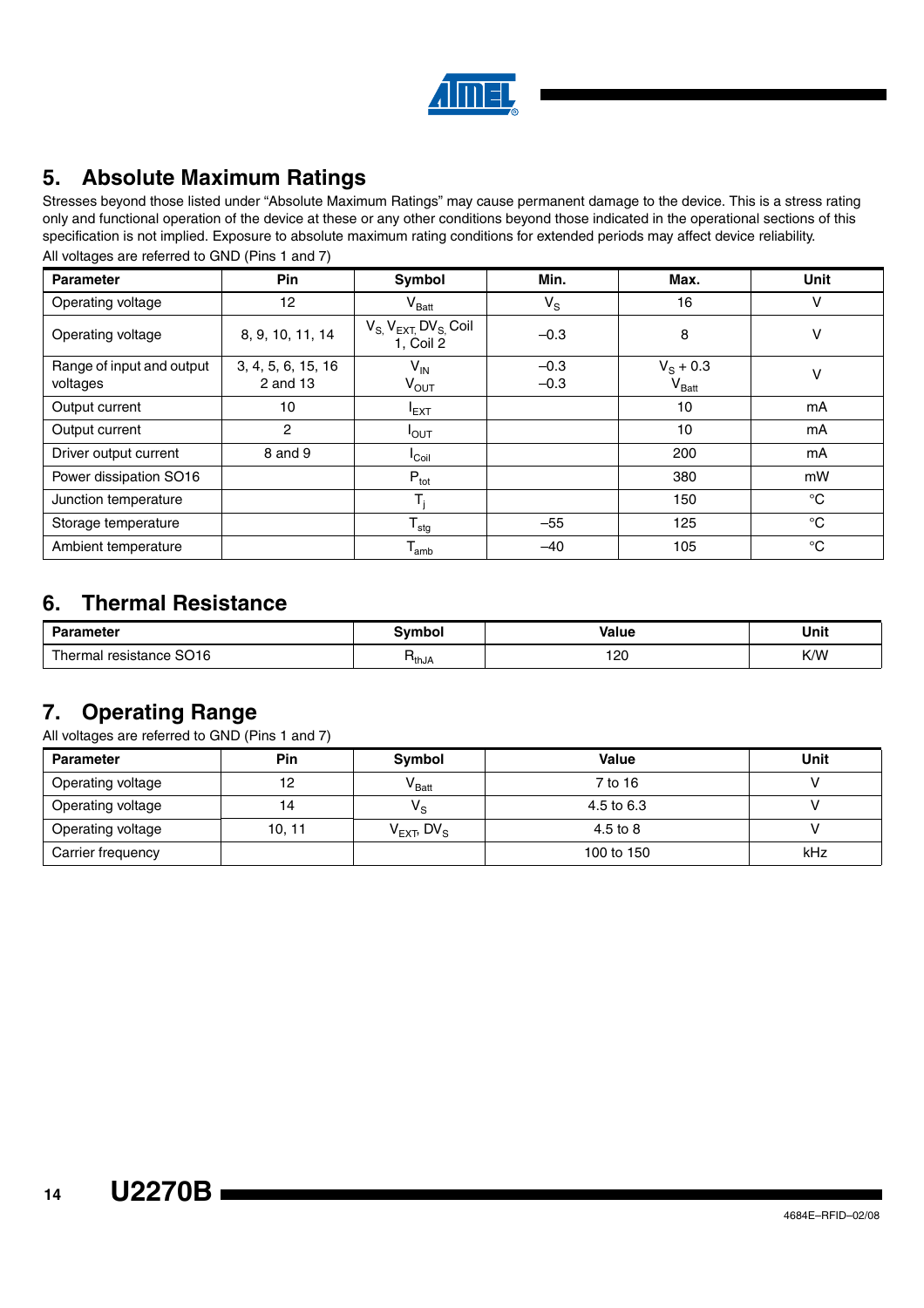## 5. Absolute Maximum Ratings

Stresses beyond those listed under "Absolute Maximum Ratings" may cause permanent damage to the device. This is a stress rating only and functional operation of the device at these or any other conditions beyond those indicated in the operational sections of this specification is not implied. Exposure to absolute maximum rating conditions for extended periods may affect device reliability.

All voltages are referred to GND (Pins 1 and 7)

| Parameter | Pin | Symbol | Min. | Max. | Unit |
|---|---|---|---|---|---|
| Operating voltage | 12 | $V_{Batt}$ | $V_S$ | 16 | V |
| Operating voltage | 8, 9, 10, 11, 14 | $V_S$, $V_{EXT}$, $DV_S$, Coil 1, Coil 2 | –0.3 | 8 | V |
| Range of input and output voltages | 3, 4, 5, 6, 15, 16<br>2 and 13 | $V_{IN}$<br>$V_{OUT}$ | –0.3<br>–0.3 | $V_S + 0.3$<br>$V_{Batt}$ | V |
| Output current | 10 | $I_{EXT}$ | | 10 | mA |
| Output current | 2 | $I_{OUT}$ | | 10 | mA |
| Driver output current | 8 and 9 | $I_{Coil}$ | | 200 | mA |
| Power dissipation SO16 | | $P_{tot}$ | | 380 | mW |
| Junction temperature | | $T_j$ | | 150 | °C |
| Storage temperature | | $T_{stg}$ | –55 | 125 | °C |
| Ambient temperature | | $T_{amb}$ | –40 | 105 | °C |

## 6. Thermal Resistance

| Parameter | Symbol | Value | Unit |
|---|---|---|---|
| Thermal resistance SO16 | $R_{thJA}$ | 120 | K/W |

## 7. Operating Range

All voltages are referred to GND (Pins 1 and 7)

| Parameter | Pin | Symbol | Value | Unit |
|---|---|---|---|---|
| Operating voltage | 12 | $V_{Batt}$ | 7 to 16 | V |
| Operating voltage | 14 | $V_S$ | 4.5 to 6.3 | V |
| Operating voltage | 10, 11 | $V_{EXT}$, $DV_S$ | 4.5 to 8 | V |
| Carrier frequency | | | 100 to 150 | kHz |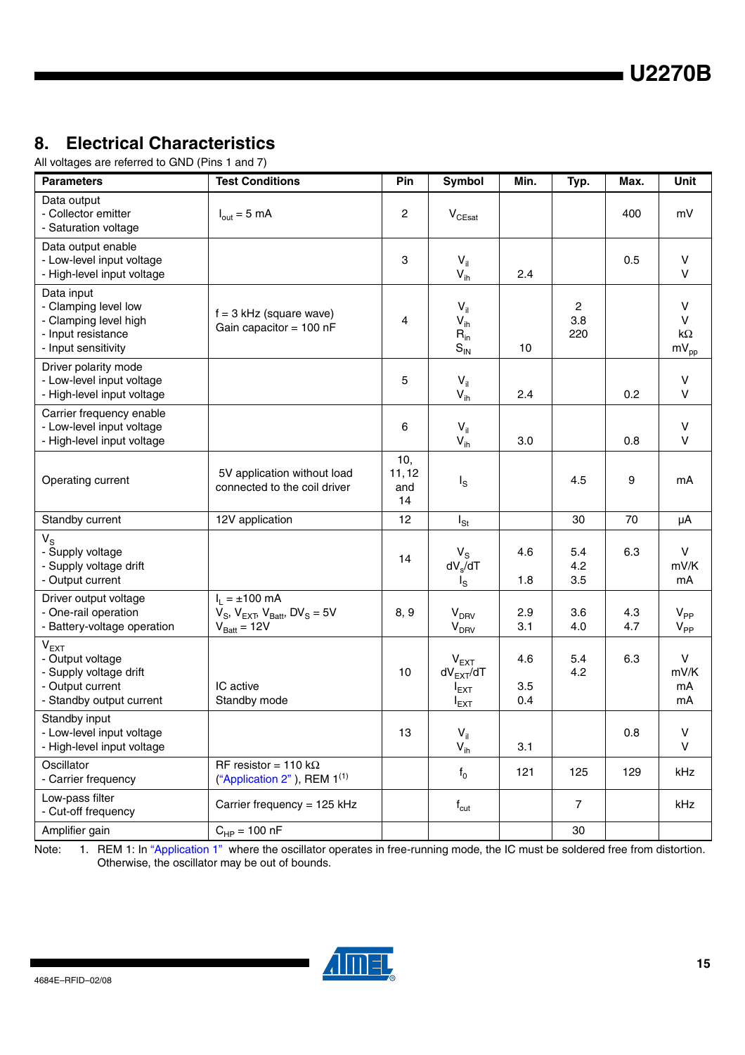## 8. Electrical Characteristics

All voltages are referred to GND (Pins 1 and 7)

| Parameters | Test Conditions | Pin | Symbol | Min. | Typ. | Max. | Unit |
|---|---|---|---|---|---|---|---|
| Data output<br>- Collector emitter<br>- Saturation voltage | $I_{out}$ = 5 mA | 2 | $V_{CEsat}$ | | | 400 | mV |
| Data output enable<br>- Low-level input voltage<br>- High-level input voltage | | 3 | $V_{il}$<br>$V_{ih}$ | <br>2.4 | | 0.5 | V<br>V |
| Data input<br>- Clamping level low<br>- Clamping level high<br>- Input resistance<br>- Input sensitivity | f = 3 kHz (square wave)<br>Gain capacitor = 100 nF | 4 | $V_{il}$<br>$V_{ih}$<br>$R_{in}$<br>$S_{IN}$ | <br><br><br>10 | 2<br>3.8<br>220 | | V<br>V<br>kΩ<br>$mV_{pp}$ |
| Driver polarity mode<br>- Low-level input voltage<br>- High-level input voltage | | 5 | $V_{il}$<br>$V_{ih}$ | <br>2.4 | | 0.2 | V<br>V |
| Carrier frequency enable<br>- Low-level input voltage<br>- High-level input voltage | | 6 | $V_{il}$<br>$V_{ih}$ | <br>3.0 | | 0.8 | V<br>V |
| Operating current | 5V application without load connected to the coil driver | 10, 11, 12 and 14 | $I_S$ | | 4.5 | 9 | mA |
| Standby current | 12V application | 12 | $I_{St}$ | | 30 | 70 | µA |
| $V_S$<br>- Supply voltage<br>- Supply voltage drift<br>- Output current | | 14 | $V_S$<br>$dV_s/dT$<br>$I_S$ | 4.6<br><br>1.8 | 5.4<br>4.2<br>3.5 | 6.3 | V<br>mV/K<br>mA |
| Driver output voltage<br>- One-rail operation<br>- Battery-voltage operation | $I_L$ = ±100 mA<br>$V_S$, $V_{EXT}$, $V_{Batt}$, $DV_S$ = 5V<br>$V_{Batt}$ = 12V | 8, 9 | $V_{DRV}$<br>$V_{DRV}$ | 2.9<br>3.1 | 3.6<br>4.0 | 4.3<br>4.7 | $V_{PP}$<br>$V_{PP}$ |
| $V_{EXT}$<br>- Output voltage<br>- Supply voltage drift<br>- Output current<br>- Standby output current | <br><br>IC active<br>Standby mode | 10 | $V_{EXT}$<br>$dV_{EXT}/dT$<br>$I_{EXT}$<br>$I_{EXT}$ | 4.6<br><br>3.5<br>0.4 | 5.4<br>4.2 | 6.3 | V<br>mV/K<br>mA<br>mA |
| Standby input<br>- Low-level input voltage<br>- High-level input voltage | | 13 | $V_{il}$<br>$V_{ih}$ | <br>3.1 | | 0.8 | V<br>V |
| Oscillator<br>- Carrier frequency | RF resistor = 110 kΩ<br>("Application 2" ), REM 1[1] | | $f_0$ | 121 | 125 | 129 | kHz |
| Low-pass filter<br>- Cut-off frequency | Carrier frequency = 125 kHz | | $f_{cut}$ | | 7 | | kHz |
| Amplifier gain | $C_{HP}$ = 100 nF | | | | 30 | | |

Note: 1. REM 1: In "Application 1" where the oscillator operates in free-running mode, the IC must be soldered free from distortion. Otherwise, the oscillator may be out of bounds.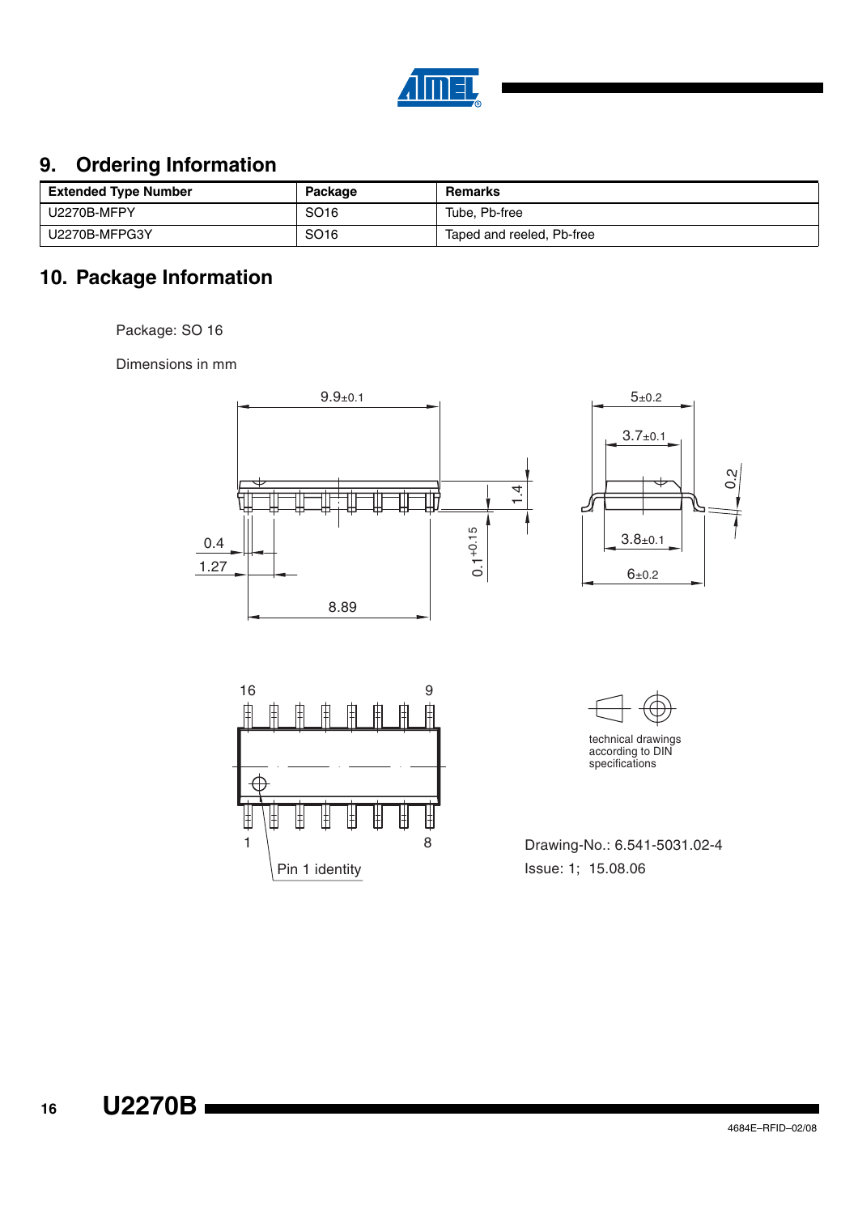## 9. Ordering Information

| Extended Type Number | Package | Remarks |
|---|---|---|
| U2270B-MFPY | SO16 | Tube, Pb-free |
| U2270B-MFPG3Y | SO16 | Taped and reeled, Pb-free |

## 10. Package Information

Package: SO 16

Dimensions in mm

9.9±0.1

5±0.2

3.7±0.1

1.4

0.2

0.4

1.27

0.1+0.15

3.8±0.1

6±0.2

8.89

16 9

1 8

Pin 1 identity

technical drawings according to DIN specifications

Drawing-No.: 6.541-5031.02-4

Issue: 1; 15.08.06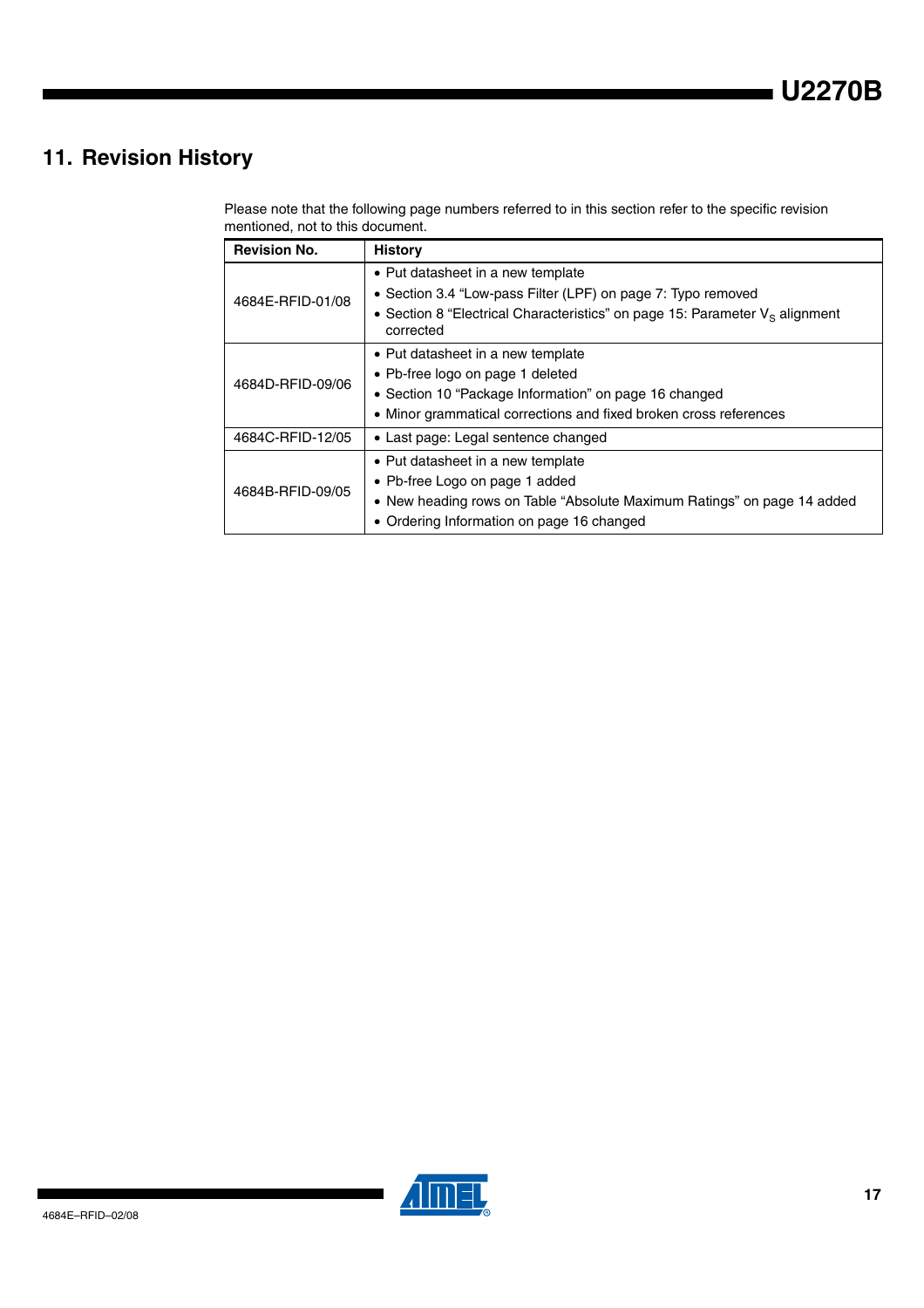## 11. Revision History

Please note that the following page numbers referred to in this section refer to the specific revision mentioned, not to this document.

| Revision No. | History |
|---|---|
| 4684E-RFID-01/08 | • Put datasheet in a new template<br>• Section 3.4 "Low-pass Filter (LPF) on page 7: Typo removed<br>• Section 8 "Electrical Characteristics" on page 15: Parameter $V_S$ alignment corrected |
| 4684D-RFID-09/06 | • Put datasheet in a new template<br>• Pb-free logo on page 1 deleted<br>• Section 10 "Package Information" on page 16 changed<br>• Minor grammatical corrections and fixed broken cross references |
| 4684C-RFID-12/05 | • Last page: Legal sentence changed |
| 4684B-RFID-09/05 | • Put datasheet in a new template<br>• Pb-free Logo on page 1 added<br>• New heading rows on Table "Absolute Maximum Ratings" on page 14 added<br>• Ordering Information on page 16 changed |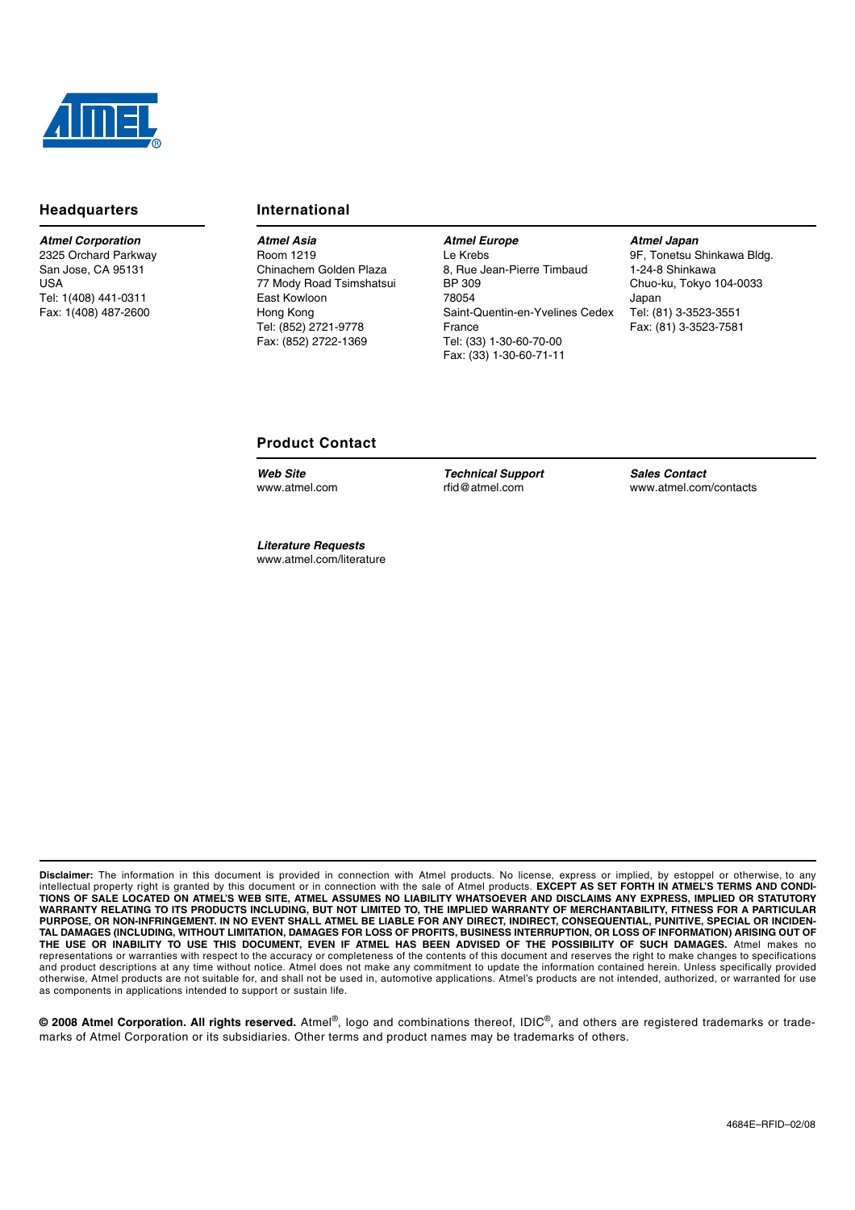## Headquarters

***Atmel Corporation***
2325 Orchard Parkway
San Jose, CA 95131
USA
Tel: 1(408) 441-0311
Fax: 1(408) 487-2600

## International

***Atmel Asia***
Room 1219
Chinachem Golden Plaza
77 Mody Road Tsimshatsui
East Kowloon
Hong Kong
Tel: (852) 2721-9778
Fax: (852) 2722-1369

***Atmel Europe***
Le Krebs
8, Rue Jean-Pierre Timbaud
BP 309
78054
Saint-Quentin-en-Yvelines Cedex
France
Tel: (33) 1-30-60-70-00
Fax: (33) 1-30-60-71-11

***Atmel Japan***
9F, Tonetsu Shinkawa Bldg.
1-24-8 Shinkawa
Chuo-ku, Tokyo 104-0033
Japan
Tel: (81) 3-3523-3551
Fax: (81) 3-3523-7581

## Product Contact

***Web Site***
www.atmel.com

***Technical Support***
rfid@atmel.com

***Sales Contact***
www.atmel.com/contacts

***Literature Requests***
www.atmel.com/literature

**Disclaimer:** The information in this document is provided in connection with Atmel products. No license, express or implied, by estoppel or otherwise, to any intellectual property right is granted by this document or in connection with the sale of Atmel products. **EXCEPT AS SET FORTH IN ATMEL'S TERMS AND CONDITIONS OF SALE LOCATED ON ATMEL'S WEB SITE, ATMEL ASSUMES NO LIABILITY WHATSOEVER AND DISCLAIMS ANY EXPRESS, IMPLIED OR STATUTORY WARRANTY RELATING TO ITS PRODUCTS INCLUDING, BUT NOT LIMITED TO, THE IMPLIED WARRANTY OF MERCHANTABILITY, FITNESS FOR A PARTICULAR PURPOSE, OR NON-INFRINGEMENT. IN NO EVENT SHALL ATMEL BE LIABLE FOR ANY DIRECT, INDIRECT, CONSEQUENTIAL, PUNITIVE, SPECIAL OR INCIDENTAL DAMAGES (INCLUDING, WITHOUT LIMITATION, DAMAGES FOR LOSS OF PROFITS, BUSINESS INTERRUPTION, OR LOSS OF INFORMATION) ARISING OUT OF THE USE OR INABILITY TO USE THIS DOCUMENT, EVEN IF ATMEL HAS BEEN ADVISED OF THE POSSIBILITY OF SUCH DAMAGES.** Atmel makes no representations or warranties with respect to the accuracy or completeness of the contents of this document and reserves the right to make changes to specifications and product descriptions at any time without notice. Atmel does not make any commitment to update the information contained herein. Unless specifically provided otherwise, Atmel products are not suitable for, and shall not be used in, automotive applications. Atmel's products are not intended, authorized, or warranted for use as components in applications intended to support or sustain life.

**© 2008 Atmel Corporation. All rights reserved.** Atmel®, logo and combinations thereof, IDIC®, and others are registered trademarks or trademarks of Atmel Corporation or its subsidiaries. Other terms and product names may be trademarks of others.

4684E–RFID–02/08